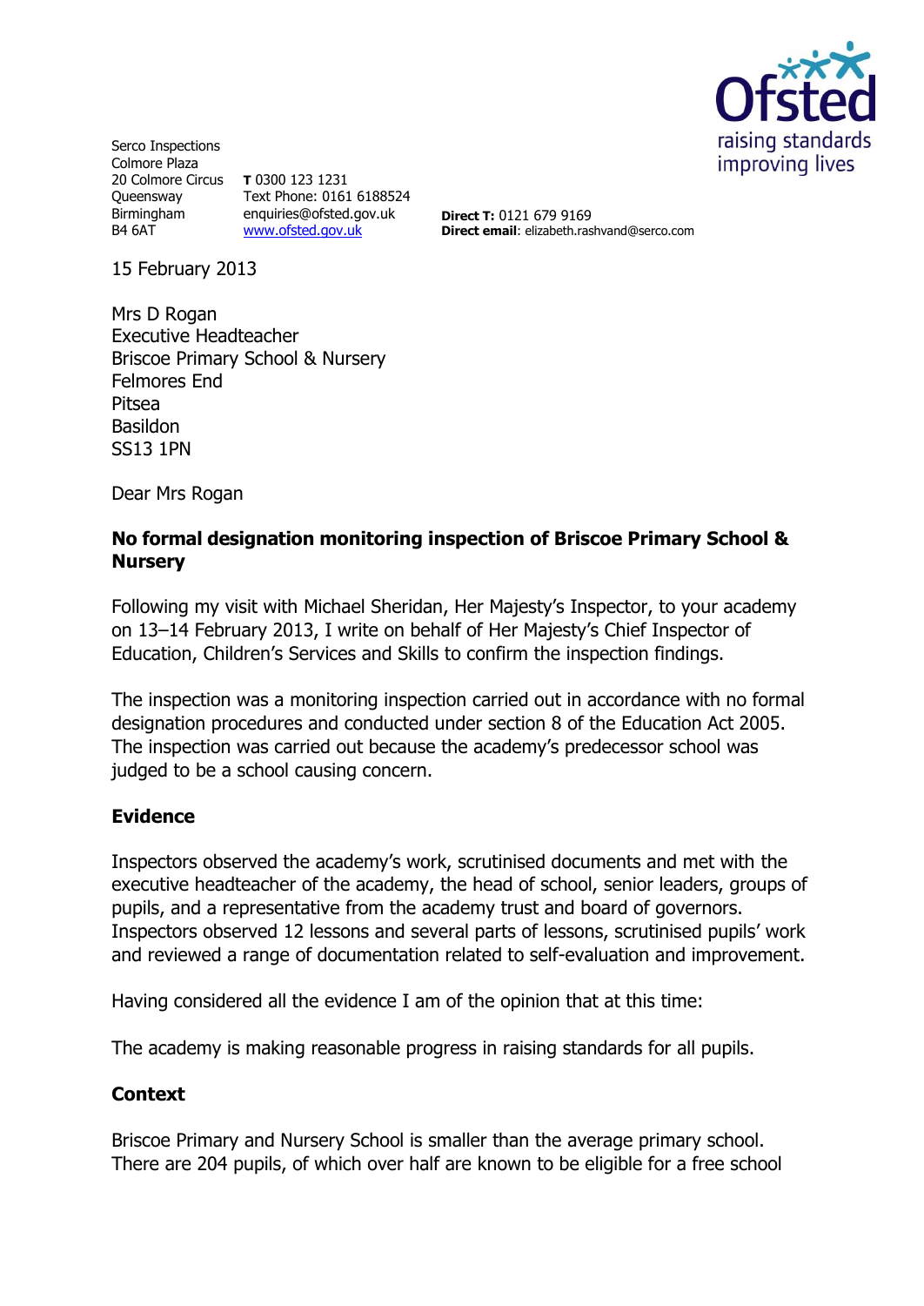Ofsted
raising standards
improving lives

Serco Inspections
Colmore Plaza
20 Colmore Circus
Queensway
Birmingham
B4 6AT

**T** 0300 123 1231
Text Phone: 0161 6188524
enquiries@ofsted.gov.uk
www.ofsted.gov.uk

**Direct T:** 0121 679 9169
**Direct email**: elizabeth.rashvand@serco.com

15 February 2013

Mrs D Rogan
Executive Headteacher
Briscoe Primary School & Nursery
Felmores End
Pitsea
Basildon
SS13 1PN

Dear Mrs Rogan

**No formal designation monitoring inspection of Briscoe Primary School & Nursery**

Following my visit with Michael Sheridan, Her Majesty's Inspector, to your academy on 13–14 February 2013, I write on behalf of Her Majesty's Chief Inspector of Education, Children's Services and Skills to confirm the inspection findings.

The inspection was a monitoring inspection carried out in accordance with no formal designation procedures and conducted under section 8 of the Education Act 2005. The inspection was carried out because the academy's predecessor school was judged to be a school causing concern.

## Evidence

Inspectors observed the academy's work, scrutinised documents and met with the executive headteacher of the academy, the head of school, senior leaders, groups of pupils, and a representative from the academy trust and board of governors. Inspectors observed 12 lessons and several parts of lessons, scrutinised pupils' work and reviewed a range of documentation related to self-evaluation and improvement.

Having considered all the evidence I am of the opinion that at this time:

The academy is making reasonable progress in raising standards for all pupils.

## Context

Briscoe Primary and Nursery School is smaller than the average primary school. There are 204 pupils, of which over half are known to be eligible for a free school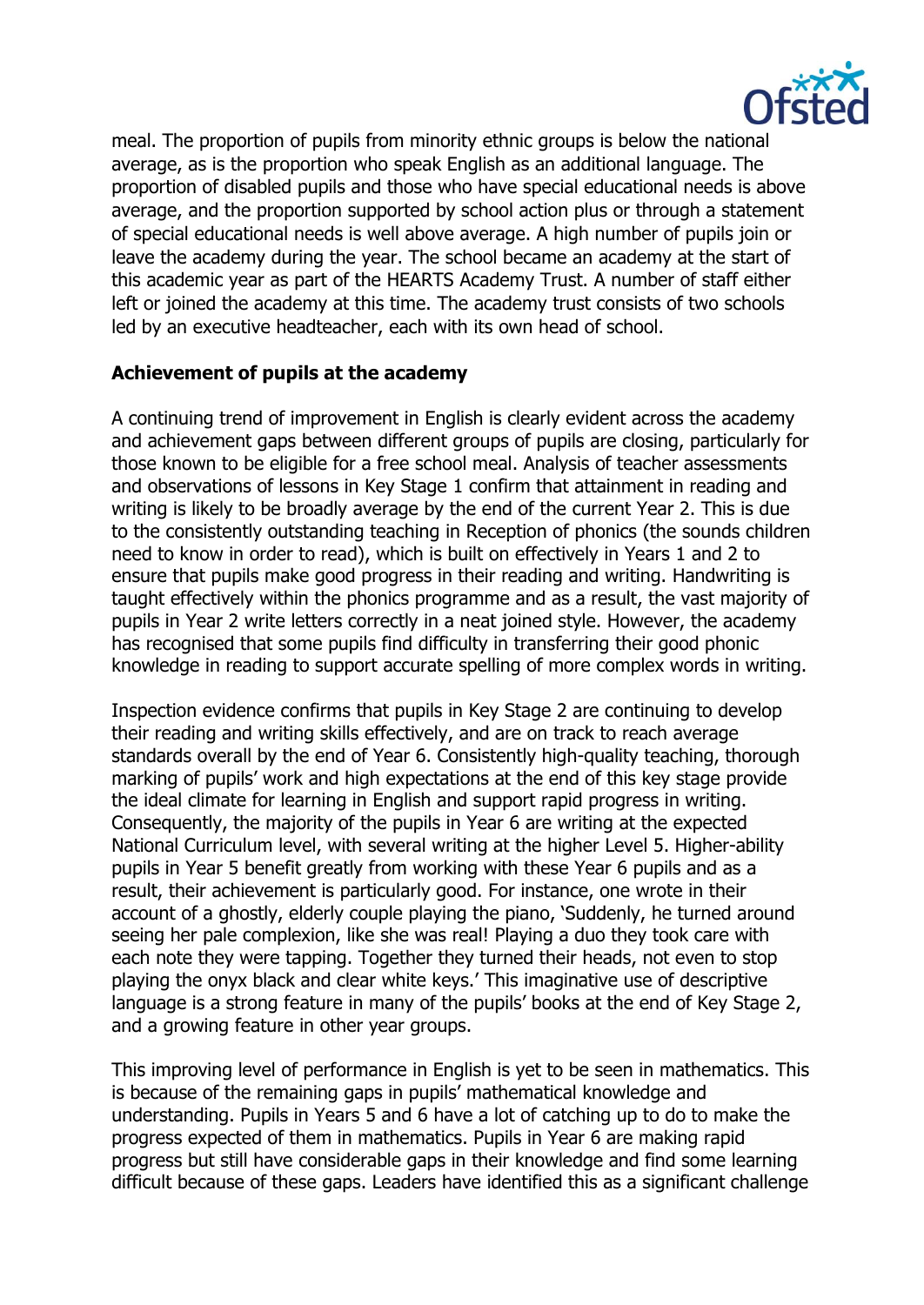meal. The proportion of pupils from minority ethnic groups is below the national average, as is the proportion who speak English as an additional language. The proportion of disabled pupils and those who have special educational needs is above average, and the proportion supported by school action plus or through a statement of special educational needs is well above average. A high number of pupils join or leave the academy during the year. The school became an academy at the start of this academic year as part of the HEARTS Academy Trust. A number of staff either left or joined the academy at this time. The academy trust consists of two schools led by an executive headteacher, each with its own head of school.

**Achievement of pupils at the academy**

A continuing trend of improvement in English is clearly evident across the academy and achievement gaps between different groups of pupils are closing, particularly for those known to be eligible for a free school meal. Analysis of teacher assessments and observations of lessons in Key Stage 1 confirm that attainment in reading and writing is likely to be broadly average by the end of the current Year 2. This is due to the consistently outstanding teaching in Reception of phonics (the sounds children need to know in order to read), which is built on effectively in Years 1 and 2 to ensure that pupils make good progress in their reading and writing. Handwriting is taught effectively within the phonics programme and as a result, the vast majority of pupils in Year 2 write letters correctly in a neat joined style. However, the academy has recognised that some pupils find difficulty in transferring their good phonic knowledge in reading to support accurate spelling of more complex words in writing.

Inspection evidence confirms that pupils in Key Stage 2 are continuing to develop their reading and writing skills effectively, and are on track to reach average standards overall by the end of Year 6. Consistently high-quality teaching, thorough marking of pupils' work and high expectations at the end of this key stage provide the ideal climate for learning in English and support rapid progress in writing. Consequently, the majority of the pupils in Year 6 are writing at the expected National Curriculum level, with several writing at the higher Level 5. Higher-ability pupils in Year 5 benefit greatly from working with these Year 6 pupils and as a result, their achievement is particularly good. For instance, one wrote in their account of a ghostly, elderly couple playing the piano, 'Suddenly, he turned around seeing her pale complexion, like she was real! Playing a duo they took care with each note they were tapping. Together they turned their heads, not even to stop playing the onyx black and clear white keys.' This imaginative use of descriptive language is a strong feature in many of the pupils' books at the end of Key Stage 2, and a growing feature in other year groups.

This improving level of performance in English is yet to be seen in mathematics. This is because of the remaining gaps in pupils' mathematical knowledge and understanding. Pupils in Years 5 and 6 have a lot of catching up to do to make the progress expected of them in mathematics. Pupils in Year 6 are making rapid progress but still have considerable gaps in their knowledge and find some learning difficult because of these gaps. Leaders have identified this as a significant challenge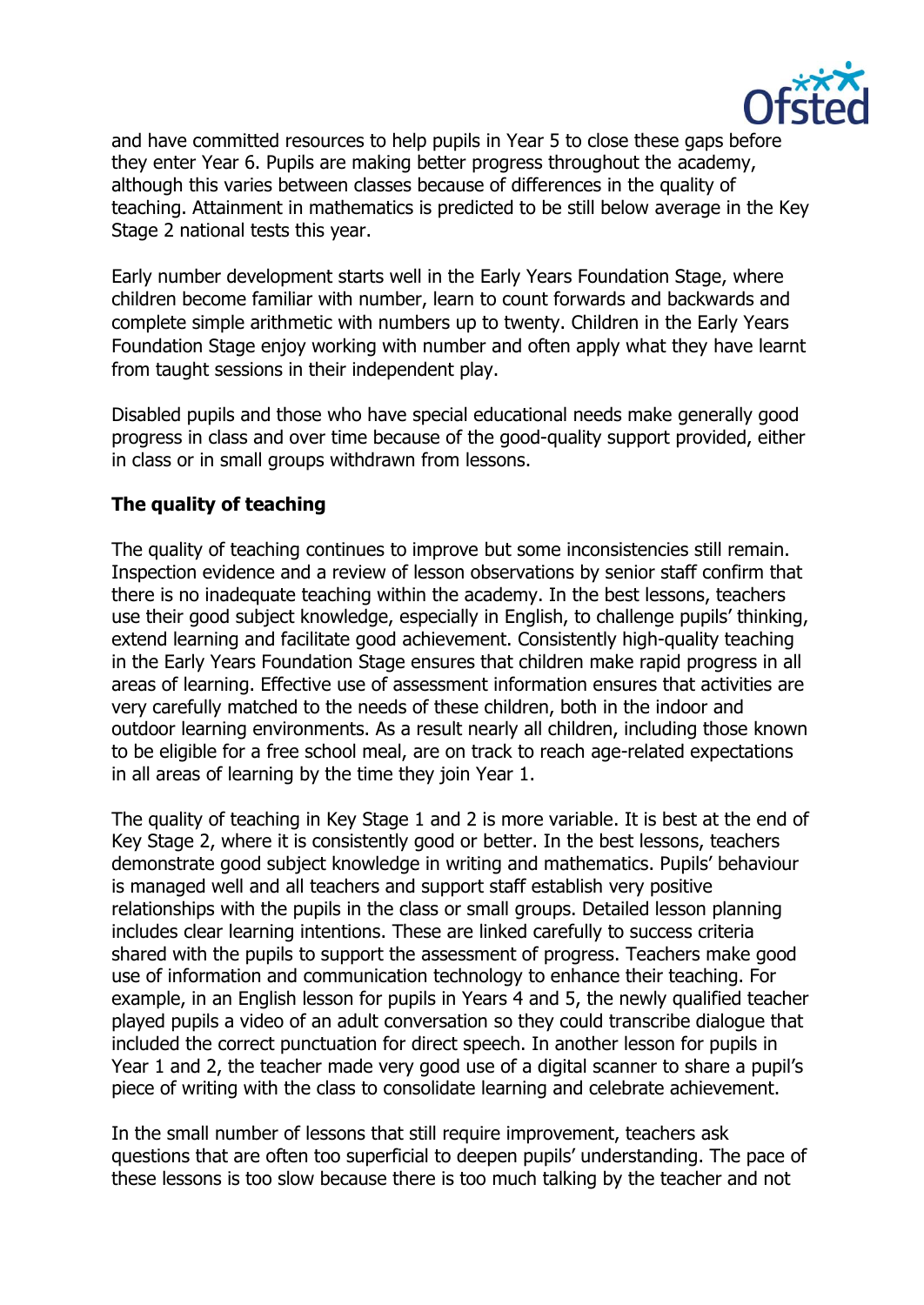and have committed resources to help pupils in Year 5 to close these gaps before they enter Year 6. Pupils are making better progress throughout the academy, although this varies between classes because of differences in the quality of teaching. Attainment in mathematics is predicted to be still below average in the Key Stage 2 national tests this year.

Early number development starts well in the Early Years Foundation Stage, where children become familiar with number, learn to count forwards and backwards and complete simple arithmetic with numbers up to twenty. Children in the Early Years Foundation Stage enjoy working with number and often apply what they have learnt from taught sessions in their independent play.

Disabled pupils and those who have special educational needs make generally good progress in class and over time because of the good-quality support provided, either in class or in small groups withdrawn from lessons.

**The quality of teaching**

The quality of teaching continues to improve but some inconsistencies still remain. Inspection evidence and a review of lesson observations by senior staff confirm that there is no inadequate teaching within the academy. In the best lessons, teachers use their good subject knowledge, especially in English, to challenge pupils' thinking, extend learning and facilitate good achievement. Consistently high-quality teaching in the Early Years Foundation Stage ensures that children make rapid progress in all areas of learning. Effective use of assessment information ensures that activities are very carefully matched to the needs of these children, both in the indoor and outdoor learning environments. As a result nearly all children, including those known to be eligible for a free school meal, are on track to reach age-related expectations in all areas of learning by the time they join Year 1.

The quality of teaching in Key Stage 1 and 2 is more variable. It is best at the end of Key Stage 2, where it is consistently good or better. In the best lessons, teachers demonstrate good subject knowledge in writing and mathematics. Pupils' behaviour is managed well and all teachers and support staff establish very positive relationships with the pupils in the class or small groups. Detailed lesson planning includes clear learning intentions. These are linked carefully to success criteria shared with the pupils to support the assessment of progress. Teachers make good use of information and communication technology to enhance their teaching. For example, in an English lesson for pupils in Years 4 and 5, the newly qualified teacher played pupils a video of an adult conversation so they could transcribe dialogue that included the correct punctuation for direct speech. In another lesson for pupils in Year 1 and 2, the teacher made very good use of a digital scanner to share a pupil's piece of writing with the class to consolidate learning and celebrate achievement.

In the small number of lessons that still require improvement, teachers ask questions that are often too superficial to deepen pupils' understanding. The pace of these lessons is too slow because there is too much talking by the teacher and not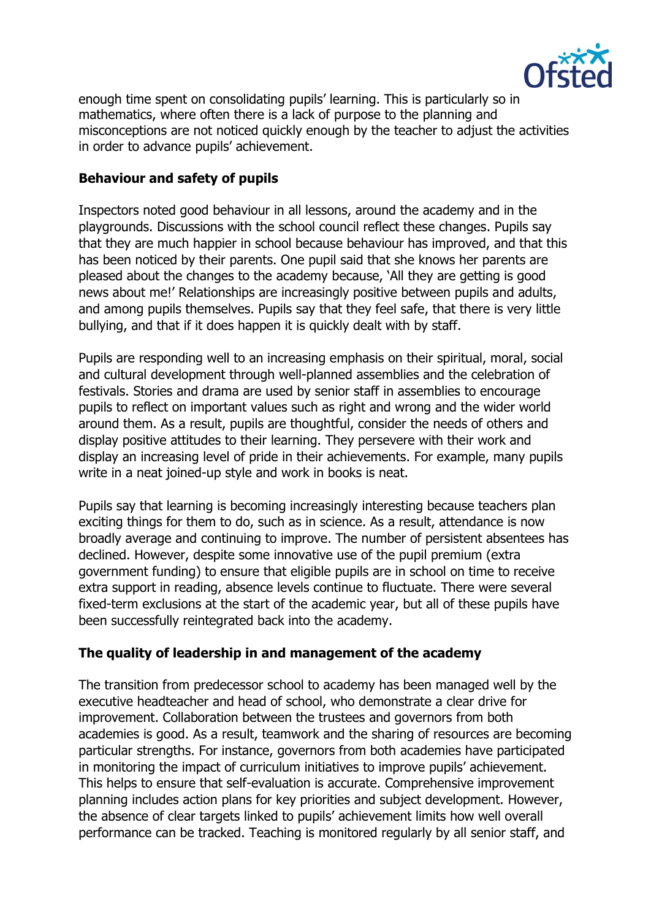enough time spent on consolidating pupils' learning. This is particularly so in mathematics, where often there is a lack of purpose to the planning and misconceptions are not noticed quickly enough by the teacher to adjust the activities in order to advance pupils' achievement.

### Behaviour and safety of pupils

Inspectors noted good behaviour in all lessons, around the academy and in the playgrounds. Discussions with the school council reflect these changes. Pupils say that they are much happier in school because behaviour has improved, and that this has been noticed by their parents. One pupil said that she knows her parents are pleased about the changes to the academy because, 'All they are getting is good news about me!' Relationships are increasingly positive between pupils and adults, and among pupils themselves. Pupils say that they feel safe, that there is very little bullying, and that if it does happen it is quickly dealt with by staff.

Pupils are responding well to an increasing emphasis on their spiritual, moral, social and cultural development through well-planned assemblies and the celebration of festivals. Stories and drama are used by senior staff in assemblies to encourage pupils to reflect on important values such as right and wrong and the wider world around them. As a result, pupils are thoughtful, consider the needs of others and display positive attitudes to their learning. They persevere with their work and display an increasing level of pride in their achievements. For example, many pupils write in a neat joined-up style and work in books is neat.

Pupils say that learning is becoming increasingly interesting because teachers plan exciting things for them to do, such as in science. As a result, attendance is now broadly average and continuing to improve. The number of persistent absentees has declined. However, despite some innovative use of the pupil premium (extra government funding) to ensure that eligible pupils are in school on time to receive extra support in reading, absence levels continue to fluctuate. There were several fixed-term exclusions at the start of the academic year, but all of these pupils have been successfully reintegrated back into the academy.

### The quality of leadership in and management of the academy

The transition from predecessor school to academy has been managed well by the executive headteacher and head of school, who demonstrate a clear drive for improvement. Collaboration between the trustees and governors from both academies is good. As a result, teamwork and the sharing of resources are becoming particular strengths. For instance, governors from both academies have participated in monitoring the impact of curriculum initiatives to improve pupils' achievement. This helps to ensure that self-evaluation is accurate. Comprehensive improvement planning includes action plans for key priorities and subject development. However, the absence of clear targets linked to pupils' achievement limits how well overall performance can be tracked. Teaching is monitored regularly by all senior staff, and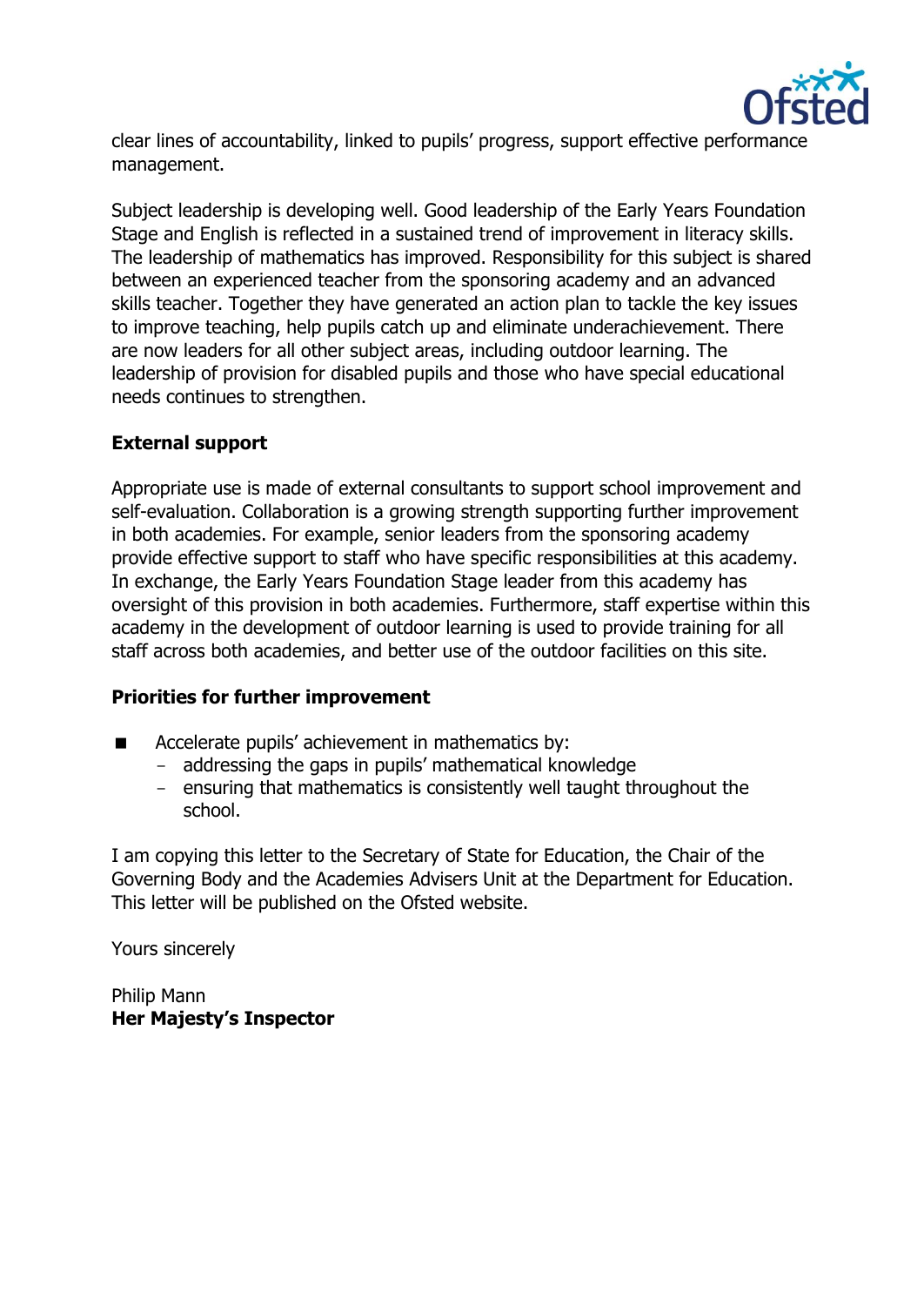clear lines of accountability, linked to pupils' progress, support effective performance management.

Subject leadership is developing well. Good leadership of the Early Years Foundation Stage and English is reflected in a sustained trend of improvement in literacy skills. The leadership of mathematics has improved. Responsibility for this subject is shared between an experienced teacher from the sponsoring academy and an advanced skills teacher. Together they have generated an action plan to tackle the key issues to improve teaching, help pupils catch up and eliminate underachievement. There are now leaders for all other subject areas, including outdoor learning. The leadership of provision for disabled pupils and those who have special educational needs continues to strengthen.

**External support**

Appropriate use is made of external consultants to support school improvement and self-evaluation. Collaboration is a growing strength supporting further improvement in both academies. For example, senior leaders from the sponsoring academy provide effective support to staff who have specific responsibilities at this academy. In exchange, the Early Years Foundation Stage leader from this academy has oversight of this provision in both academies. Furthermore, staff expertise within this academy in the development of outdoor learning is used to provide training for all staff across both academies, and better use of the outdoor facilities on this site.

**Priorities for further improvement**

- Accelerate pupils' achievement in mathematics by:
  - addressing the gaps in pupils' mathematical knowledge
  - ensuring that mathematics is consistently well taught throughout the school.

I am copying this letter to the Secretary of State for Education, the Chair of the Governing Body and the Academies Advisers Unit at the Department for Education. This letter will be published on the Ofsted website.

Yours sincerely

Philip Mann
**Her Majesty's Inspector**